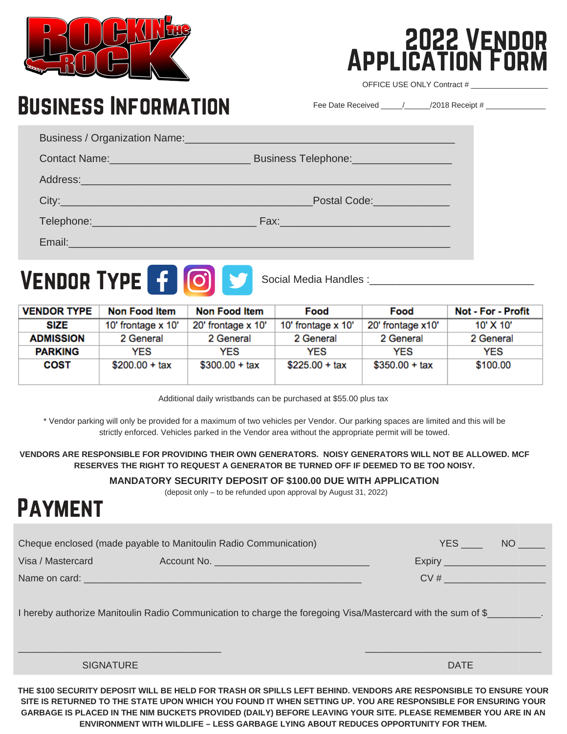# 2022 Vendor Application Form

OFFICE USE ONLY Contract # __________________

## Business Information

Fee Date Received _____/______/2018 Receipt # ______________

Business / Organization Name:_____________________________________________

Contact Name:________________________ Business Telephone:_________________

Address:______________________________________________________________

City:___________________________________________Postal Code:_____________

Telephone:____________________________ Fax:_____________________________

Email:________________________________________________________________

## Vendor Type

Social Media Handles :___________________________

| VENDOR TYPE | Non Food Item | Non Food Item | Food | Food | Not - For - Profit |
|---|---|---|---|---|---|
| SIZE | 10' frontage x 10' | 20' frontage x 10' | 10' frontage x 10' | 20' frontage x10' | 10' X 10' |
| ADMISSION | 2 General | 2 General | 2 General | 2 General | 2 General |
| PARKING | YES | YES | YES | YES | YES |
| COST | $200.00 + tax | $300.00 + tax | $225.00 + tax | $350.00 + tax | $100.00 |

Additional daily wristbands can be purchased at $55.00 plus tax

* Vendor parking will only be provided for a maximum of two vehicles per Vendor. Our parking spaces are limited and this will be strictly enforced. Vehicles parked in the Vendor area without the appropriate permit will be towed.

**VENDORS ARE RESPONSIBLE FOR PROVIDING THEIR OWN GENERATORS. NOISY GENERATORS WILL NOT BE ALLOWED. MCF RESERVES THE RIGHT TO REQUEST A GENERATOR BE TURNED OFF IF DEEMED TO BE TOO NOISY.**

**MANDATORY SECURITY DEPOSIT OF $100.00 DUE WITH APPLICATION**

(deposit only – to be refunded upon approval by August 31, 2022)

## Payment

Cheque enclosed (made payable to Manitoulin Radio Communication) YES ____ NO _____

Visa / Mastercard Account No. ____________________________ Expiry __________________

Name on card: ___________________________________________________ CV # __________________

I hereby authorize Manitoulin Radio Communication to charge the foregoing Visa/Mastercard with the sum of $_________.

_____________________________________ _________________________________

SIGNATURE DATE

**THE $100 SECURITY DEPOSIT WILL BE HELD FOR TRASH OR SPILLS LEFT BEHIND. VENDORS ARE RESPONSIBLE TO ENSURE YOUR SITE IS RETURNED TO THE STATE UPON WHICH YOU FOUND IT WHEN SETTING UP. YOU ARE RESPONSIBLE FOR ENSURING YOUR GARBAGE IS PLACED IN THE NIM BUCKETS PROVIDED (DAILY) BEFORE LEAVING YOUR SITE. PLEASE REMEMBER YOU ARE IN AN ENVIRONMENT WITH WILDLIFE – LESS GARBAGE LYING ABOUT REDUCES OPPORTUNITY FOR THEM.**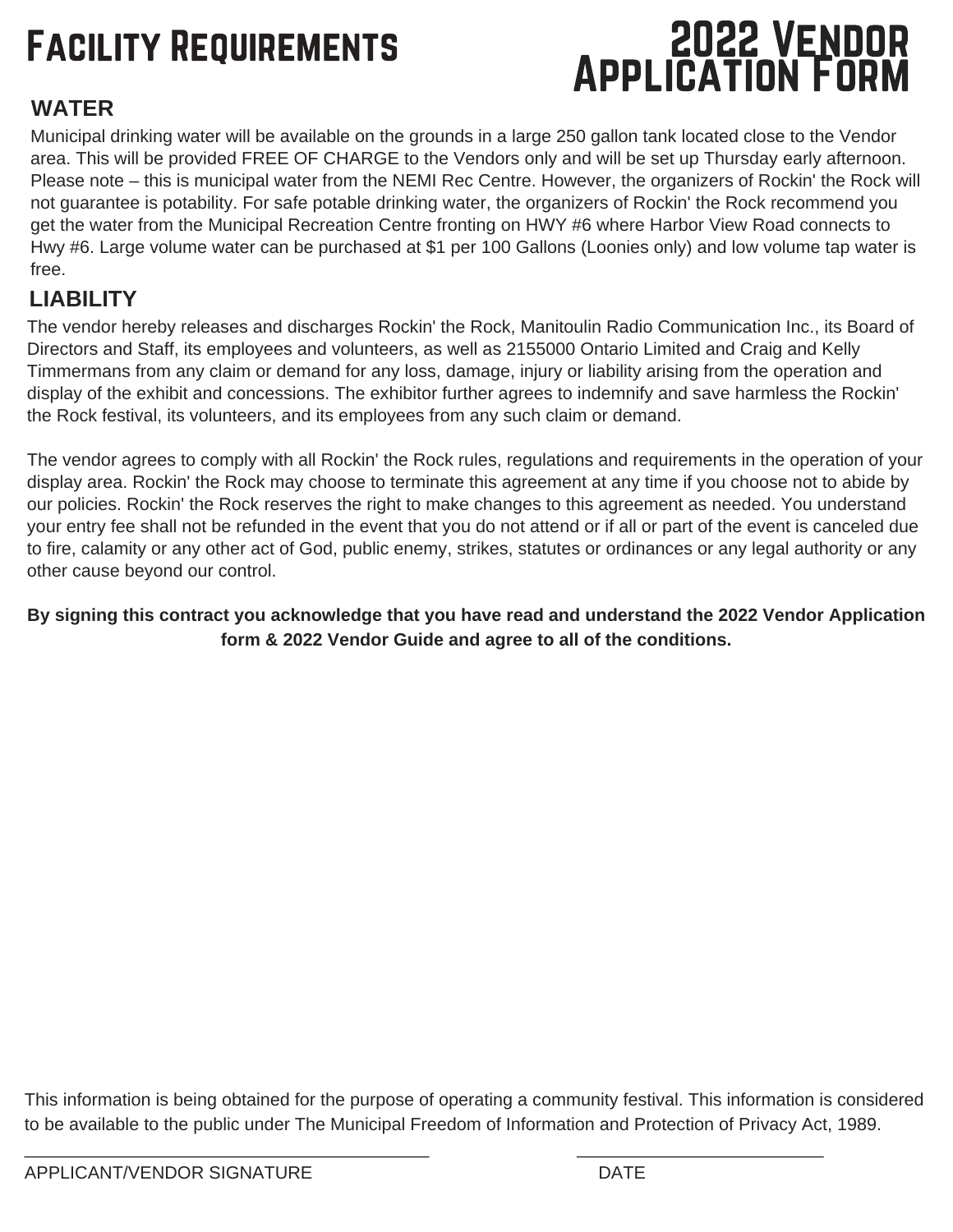# Facility Requirements

# 2022 Vendor Application Form

## WATER

Municipal drinking water will be available on the grounds in a large 250 gallon tank located close to the Vendor area. This will be provided FREE OF CHARGE to the Vendors only and will be set up Thursday early afternoon. Please note – this is municipal water from the NEMI Rec Centre. However, the organizers of Rockin' the Rock will not guarantee is potability. For safe potable drinking water, the organizers of Rockin' the Rock recommend you get the water from the Municipal Recreation Centre fronting on HWY #6 where Harbor View Road connects to Hwy #6. Large volume water can be purchased at $1 per 100 Gallons (Loonies only) and low volume tap water is free.

## LIABILITY

The vendor hereby releases and discharges Rockin' the Rock, Manitoulin Radio Communication Inc., its Board of Directors and Staff, its employees and volunteers, as well as 2155000 Ontario Limited and Craig and Kelly Timmermans from any claim or demand for any loss, damage, injury or liability arising from the operation and display of the exhibit and concessions. The exhibitor further agrees to indemnify and save harmless the Rockin' the Rock festival, its volunteers, and its employees from any such claim or demand.

The vendor agrees to comply with all Rockin' the Rock rules, regulations and requirements in the operation of your display area. Rockin' the Rock may choose to terminate this agreement at any time if you choose not to abide by our policies. Rockin' the Rock reserves the right to make changes to this agreement as needed. You understand your entry fee shall not be refunded in the event that you do not attend or if all or part of the event is canceled due to fire, calamity or any other act of God, public enemy, strikes, statutes or ordinances or any legal authority or any other cause beyond our control.

**By signing this contract you acknowledge that you have read and understand the 2022 Vendor Application form & 2022 Vendor Guide and agree to all of the conditions.**

This information is being obtained for the purpose of operating a community festival. This information is considered to be available to the public under The Municipal Freedom of Information and Protection of Privacy Act, 1989.

\_\_\_\_\_\_\_\_\_\_\_\_\_\_\_\_\_\_\_\_\_\_\_\_\_\_\_\_\_\_\_\_\_\_\_\_\_\_\_\_ \_\_\_\_\_\_\_\_\_\_\_\_\_\_\_\_\_\_\_\_\_\_\_\_\_\_

APPLICANT/VENDOR SIGNATURE DATE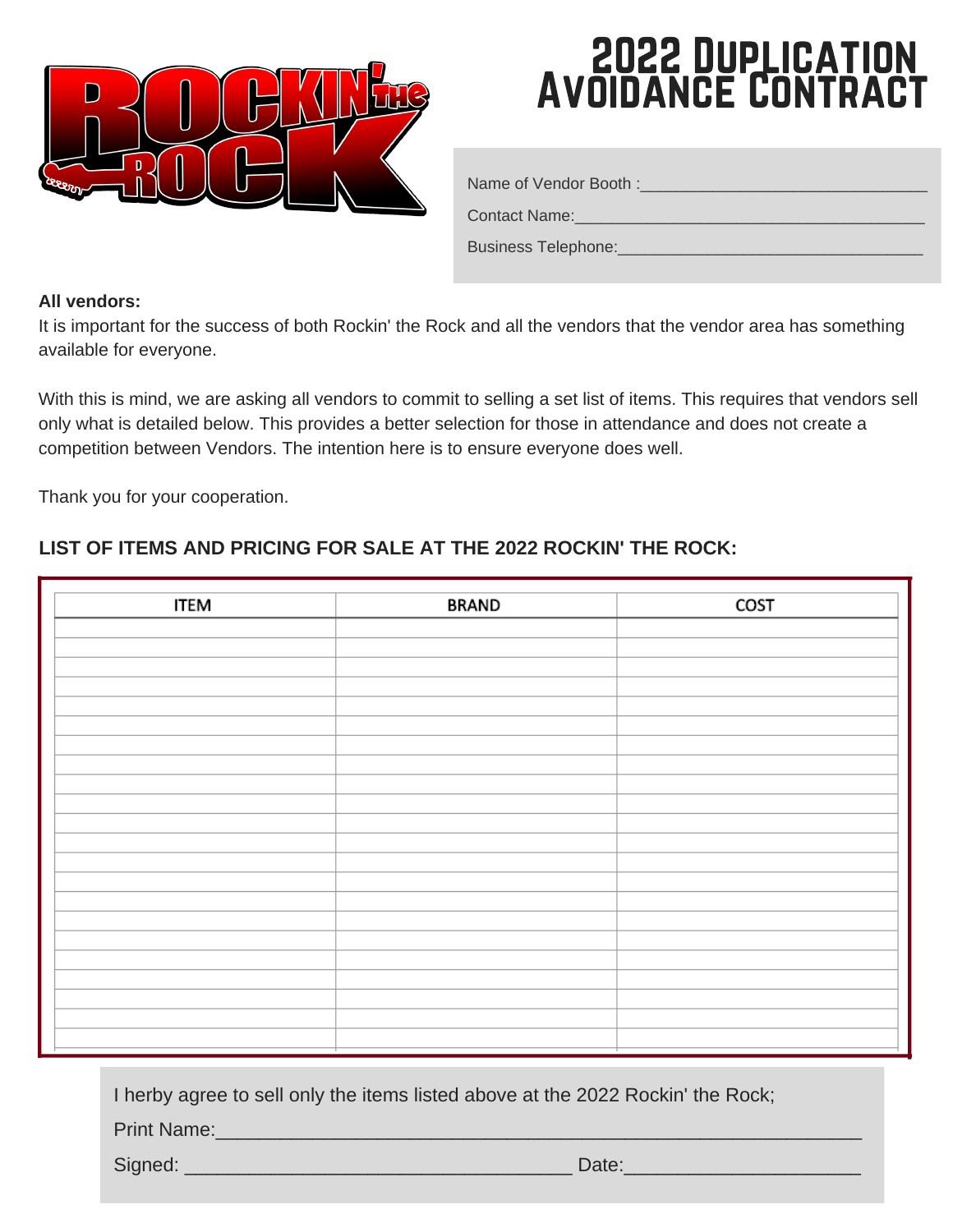# 2022 Duplication Avoidance Contract

Name of Vendor Booth :_______________________________

Contact Name:_______________________________________

Business Telephone:__________________________________

**All vendors:**

It is important for the success of both Rockin' the Rock and all the vendors that the vendor area has something available for everyone.

With this is mind, we are asking all vendors to commit to selling a set list of items. This requires that vendors sell only what is detailed below. This provides a better selection for those in attendance and does not create a competition between Vendors. The intention here is to ensure everyone does well.

Thank you for your cooperation.

**LIST OF ITEMS AND PRICING FOR SALE AT THE 2022 ROCKIN' THE ROCK:**

| ITEM | BRAND | COST |
|---|---|---|
| | | |
| | | |
| | | |
| | | |
| | | |
| | | |
| | | |
| | | |
| | | |
| | | |
| | | |
| | | |
| | | |
| | | |
| | | |
| | | |
| | | |
| | | |
| | | |
| | | |
| | | |
| | | |

I herby agree to sell only the items listed above at the 2022 Rockin' the Rock;

Print Name:_____________________________________________________________

Signed: ____________________________________ Date:_____________________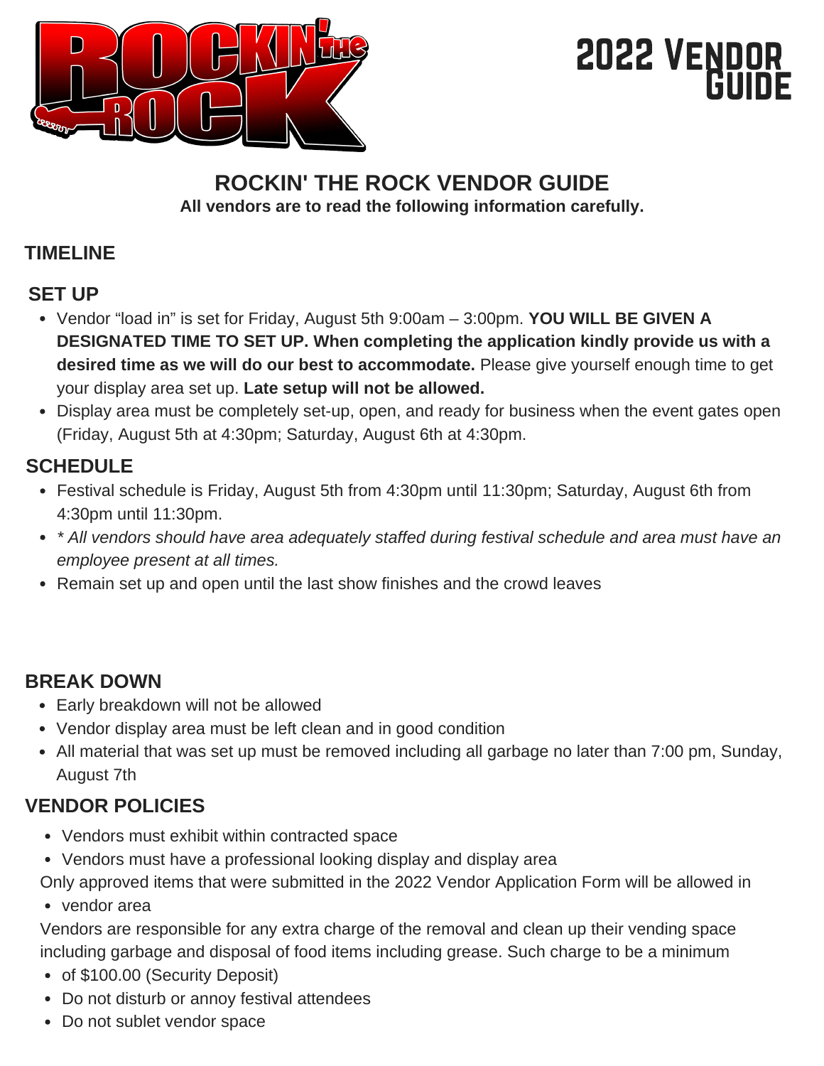# 2022 Vendor Guide

## ROCKIN' THE ROCK VENDOR GUIDE

**All vendors are to read the following information carefully.**

### TIMELINE

### SET UP

- Vendor “load in” is set for Friday, August 5th 9:00am – 3:00pm. **YOU WILL BE GIVEN A DESIGNATED TIME TO SET UP. When completing the application kindly provide us with a desired time as we will do our best to accommodate.** Please give yourself enough time to get your display area set up. **Late setup will not be allowed.**
- Display area must be completely set-up, open, and ready for business when the event gates open (Friday, August 5th at 4:30pm; Saturday, August 6th at 4:30pm.

### SCHEDULE

- Festival schedule is Friday, August 5th from 4:30pm until 11:30pm; Saturday, August 6th from 4:30pm until 11:30pm.
- *\* All vendors should have area adequately staffed during festival schedule and area must have an employee present at all times.*
- Remain set up and open until the last show finishes and the crowd leaves

### BREAK DOWN

- Early breakdown will not be allowed
- Vendor display area must be left clean and in good condition
- All material that was set up must be removed including all garbage no later than 7:00 pm, Sunday, August 7th

### VENDOR POLICIES

- Vendors must exhibit within contracted space
- Vendors must have a professional looking display and display area
- Only approved items that were submitted in the 2022 Vendor Application Form will be allowed in vendor area
- Vendors are responsible for any extra charge of the removal and clean up their vending space including garbage and disposal of food items including grease. Such charge to be a minimum of $100.00 (Security Deposit)
- Do not disturb or annoy festival attendees
- Do not sublet vendor space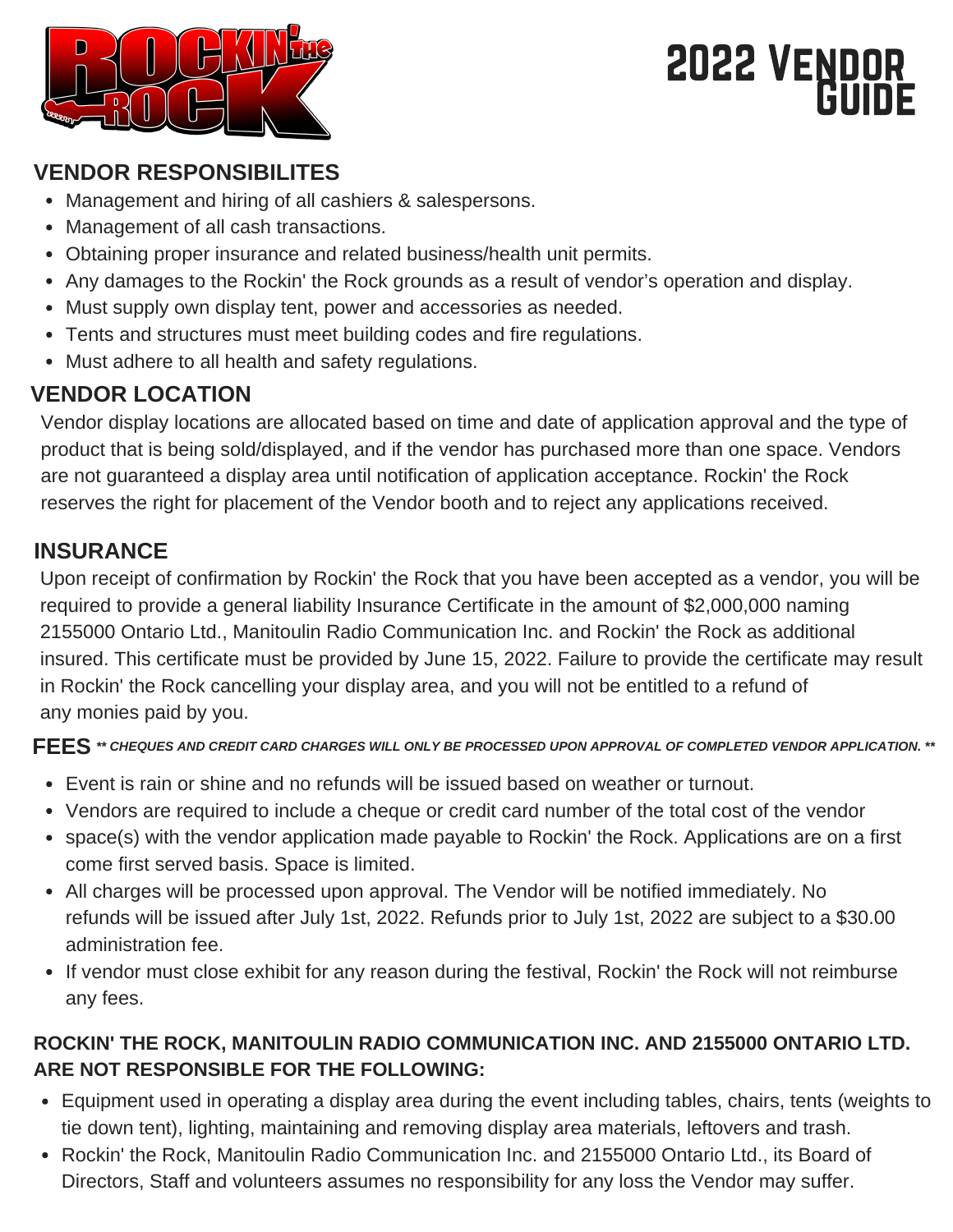# 2022 Vendor Guide

## VENDOR RESPONSIBILITES

- Management and hiring of all cashiers & salespersons.
- Management of all cash transactions.
- Obtaining proper insurance and related business/health unit permits.
- Any damages to the Rockin' the Rock grounds as a result of vendor's operation and display.
- Must supply own display tent, power and accessories as needed.
- Tents and structures must meet building codes and fire regulations.
- Must adhere to all health and safety regulations.

## VENDOR LOCATION

Vendor display locations are allocated based on time and date of application approval and the type of product that is being sold/displayed, and if the vendor has purchased more than one space. Vendors are not guaranteed a display area until notification of application acceptance. Rockin' the Rock reserves the right for placement of the Vendor booth and to reject any applications received.

## INSURANCE

Upon receipt of confirmation by Rockin' the Rock that you have been accepted as a vendor, you will be required to provide a general liability Insurance Certificate in the amount of $2,000,000 naming 2155000 Ontario Ltd., Manitoulin Radio Communication Inc. and Rockin' the Rock as additional insured. This certificate must be provided by June 15, 2022. Failure to provide the certificate may result in Rockin' the Rock cancelling your display area, and you will not be entitled to a refund of any monies paid by you.

## FEES

***\*\* CHEQUES AND CREDIT CARD CHARGES WILL ONLY BE PROCESSED UPON APPROVAL OF COMPLETED VENDOR APPLICATION. \*\****

- Event is rain or shine and no refunds will be issued based on weather or turnout.
- Vendors are required to include a cheque or credit card number of the total cost of the vendor
- space(s) with the vendor application made payable to Rockin' the Rock. Applications are on a first come first served basis. Space is limited.
- All charges will be processed upon approval. The Vendor will be notified immediately. No refunds will be issued after July 1st, 2022. Refunds prior to July 1st, 2022 are subject to a $30.00 administration fee.
- If vendor must close exhibit for any reason during the festival, Rockin' the Rock will not reimburse any fees.

**ROCKIN' THE ROCK, MANITOULIN RADIO COMMUNICATION INC. AND 2155000 ONTARIO LTD. ARE NOT RESPONSIBLE FOR THE FOLLOWING:**

- Equipment used in operating a display area during the event including tables, chairs, tents (weights to tie down tent), lighting, maintaining and removing display area materials, leftovers and trash.
- Rockin' the Rock, Manitoulin Radio Communication Inc. and 2155000 Ontario Ltd., its Board of Directors, Staff and volunteers assumes no responsibility for any loss the Vendor may suffer.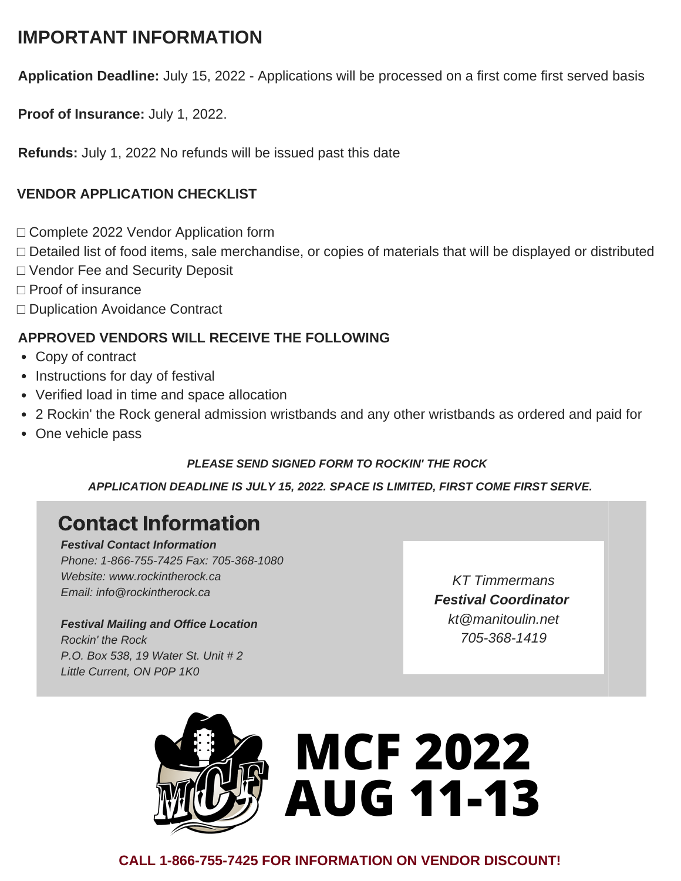# IMPORTANT INFORMATION

**Application Deadline:** July 15, 2022 - Applications will be processed on a first come first served basis

**Proof of Insurance:** July 1, 2022.

**Refunds:** July 1, 2022 No refunds will be issued past this date

### VENDOR APPLICATION CHECKLIST

- ☐ Complete 2022 Vendor Application form
- ☐ Detailed list of food items, sale merchandise, or copies of materials that will be displayed or distributed
- ☐ Vendor Fee and Security Deposit
- ☐ Proof of insurance
- ☐ Duplication Avoidance Contract

### APPROVED VENDORS WILL RECEIVE THE FOLLOWING

- Copy of contract
- Instructions for day of festival
- Verified load in time and space allocation
- 2 Rockin' the Rock general admission wristbands and any other wristbands as ordered and paid for
- One vehicle pass

***PLEASE SEND SIGNED FORM TO ROCKIN' THE ROCK***

***APPLICATION DEADLINE IS JULY 15, 2022. SPACE IS LIMITED, FIRST COME FIRST SERVE.***

## Contact Information

***Festival Contact Information***
*Phone: 1-866-755-7425 Fax: 705-368-1080*
*Website: www.rockintherock.ca*
*Email: info@rockintherock.ca*

***Festival Mailing and Office Location***
*Rockin' the Rock*
*P.O. Box 538, 19 Water St. Unit # 2*
*Little Current, ON P0P 1K0*

*KT Timmermans*
***Festival Coordinator***
*kt@manitoulin.net*
*705-368-1419*

# MCF 2022 AUG 11-13

**CALL 1-866-755-7425 FOR INFORMATION ON VENDOR DISCOUNT!**